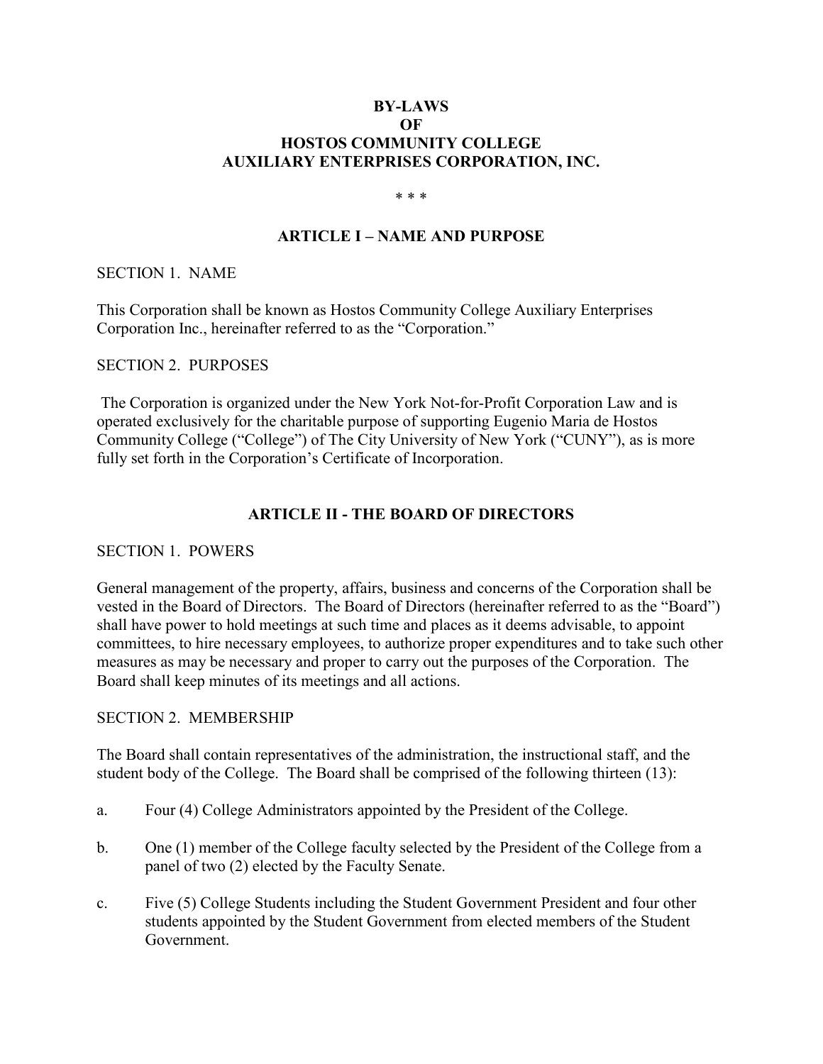# BY-LAWS
# OF
# HOSTOS COMMUNITY COLLEGE
# AUXILIARY ENTERPRISES CORPORATION, INC.

\* \* \*

## ARTICLE I – NAME AND PURPOSE

SECTION 1. NAME

This Corporation shall be known as Hostos Community College Auxiliary Enterprises Corporation Inc., hereinafter referred to as the "Corporation."

SECTION 2. PURPOSES

The Corporation is organized under the New York Not-for-Profit Corporation Law and is operated exclusively for the charitable purpose of supporting Eugenio Maria de Hostos Community College ("College") of The City University of New York ("CUNY"), as is more fully set forth in the Corporation's Certificate of Incorporation.

## ARTICLE II - THE BOARD OF DIRECTORS

SECTION 1. POWERS

General management of the property, affairs, business and concerns of the Corporation shall be vested in the Board of Directors. The Board of Directors (hereinafter referred to as the "Board") shall have power to hold meetings at such time and places as it deems advisable, to appoint committees, to hire necessary employees, to authorize proper expenditures and to take such other measures as may be necessary and proper to carry out the purposes of the Corporation. The Board shall keep minutes of its meetings and all actions.

SECTION 2. MEMBERSHIP

The Board shall contain representatives of the administration, the instructional staff, and the student body of the College. The Board shall be comprised of the following thirteen (13):

a. Four (4) College Administrators appointed by the President of the College.

b. One (1) member of the College faculty selected by the President of the College from a panel of two (2) elected by the Faculty Senate.

c. Five (5) College Students including the Student Government President and four other students appointed by the Student Government from elected members of the Student Government.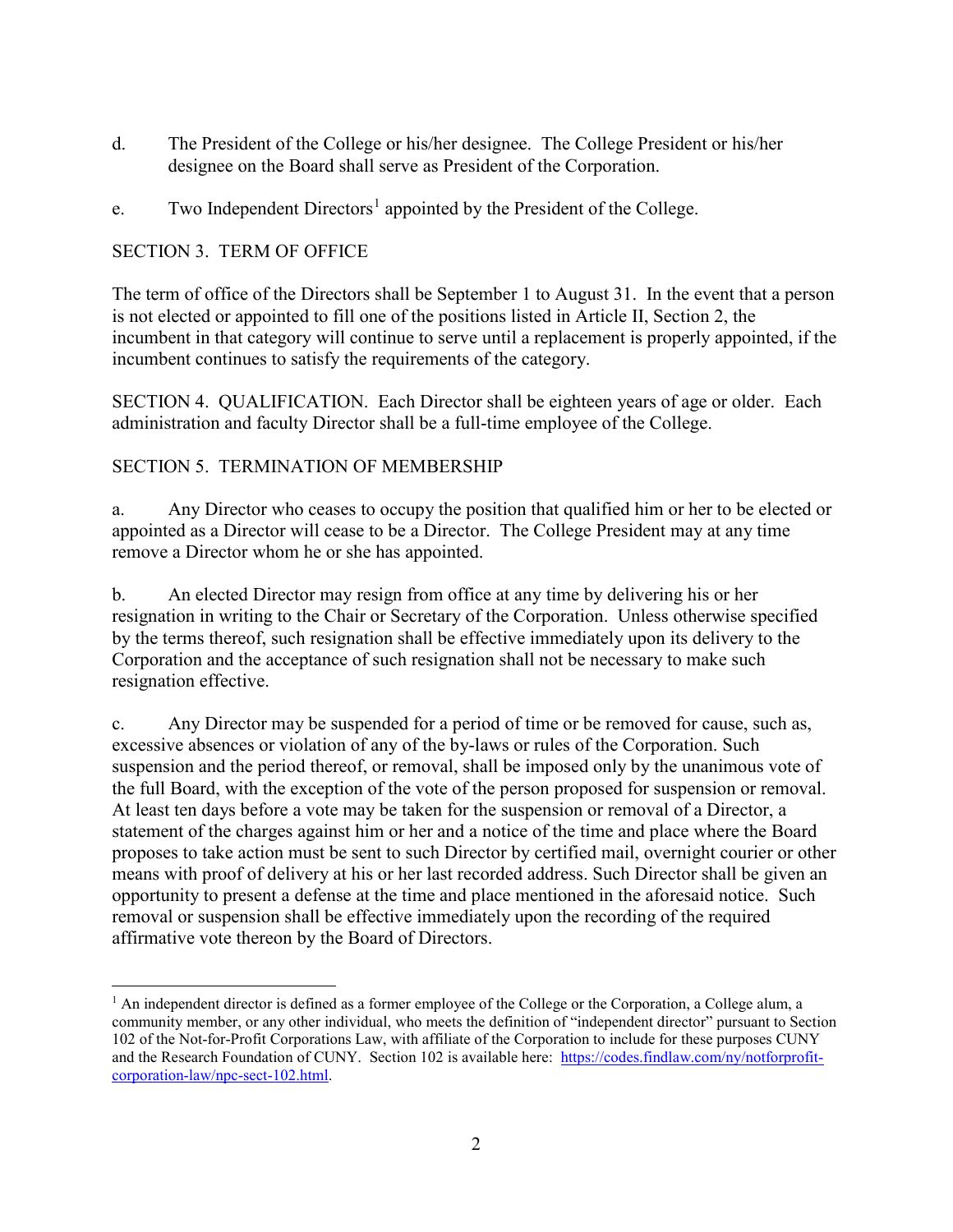d. The President of the College or his/her designee. The College President or his/her designee on the Board shall serve as President of the Corporation.

e. Two Independent Directors[1] appointed by the President of the College.

SECTION 3. TERM OF OFFICE

The term of office of the Directors shall be September 1 to August 31. In the event that a person is not elected or appointed to fill one of the positions listed in Article II, Section 2, the incumbent in that category will continue to serve until a replacement is properly appointed, if the incumbent continues to satisfy the requirements of the category.

SECTION 4. QUALIFICATION. Each Director shall be eighteen years of age or older. Each administration and faculty Director shall be a full-time employee of the College.

SECTION 5. TERMINATION OF MEMBERSHIP

a. Any Director who ceases to occupy the position that qualified him or her to be elected or appointed as a Director will cease to be a Director. The College President may at any time remove a Director whom he or she has appointed.

b. An elected Director may resign from office at any time by delivering his or her resignation in writing to the Chair or Secretary of the Corporation. Unless otherwise specified by the terms thereof, such resignation shall be effective immediately upon its delivery to the Corporation and the acceptance of such resignation shall not be necessary to make such resignation effective.

c. Any Director may be suspended for a period of time or be removed for cause, such as, excessive absences or violation of any of the by-laws or rules of the Corporation. Such suspension and the period thereof, or removal, shall be imposed only by the unanimous vote of the full Board, with the exception of the vote of the person proposed for suspension or removal. At least ten days before a vote may be taken for the suspension or removal of a Director, a statement of the charges against him or her and a notice of the time and place where the Board proposes to take action must be sent to such Director by certified mail, overnight courier or other means with proof of delivery at his or her last recorded address. Such Director shall be given an opportunity to present a defense at the time and place mentioned in the aforesaid notice. Such removal or suspension shall be effective immediately upon the recording of the required affirmative vote thereon by the Board of Directors.

---

[1] An independent director is defined as a former employee of the College or the Corporation, a College alum, a community member, or any other individual, who meets the definition of "independent director" pursuant to Section 102 of the Not-for-Profit Corporations Law, with affiliate of the Corporation to include for these purposes CUNY and the Research Foundation of CUNY. Section 102 is available here: [https://codes.findlaw.com/ny/notforprofit-corporation-law/npc-sect-102.html](https://codes.findlaw.com/ny/notforprofit-corporation-law/npc-sect-102.html).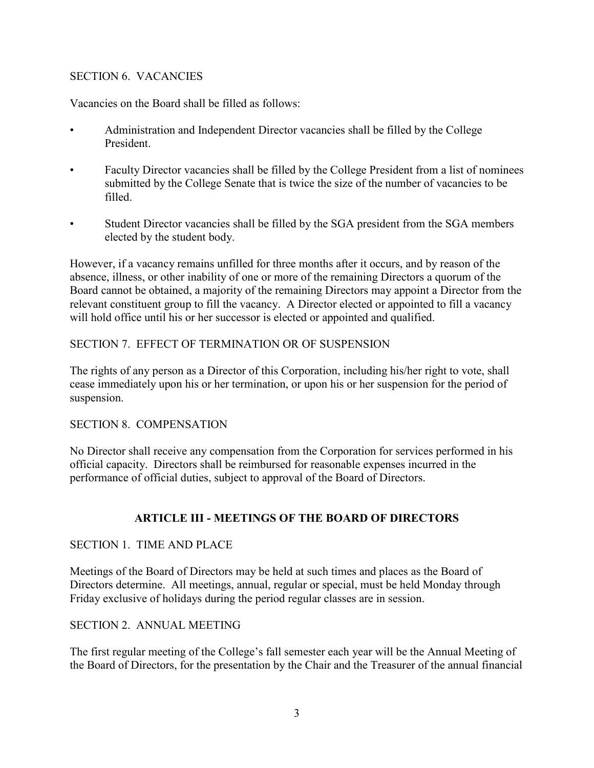SECTION 6. VACANCIES

Vacancies on the Board shall be filled as follows:

- Administration and Independent Director vacancies shall be filled by the College President.
- Faculty Director vacancies shall be filled by the College President from a list of nominees submitted by the College Senate that is twice the size of the number of vacancies to be filled.
- Student Director vacancies shall be filled by the SGA president from the SGA members elected by the student body.

However, if a vacancy remains unfilled for three months after it occurs, and by reason of the absence, illness, or other inability of one or more of the remaining Directors a quorum of the Board cannot be obtained, a majority of the remaining Directors may appoint a Director from the relevant constituent group to fill the vacancy. A Director elected or appointed to fill a vacancy will hold office until his or her successor is elected or appointed and qualified.

SECTION 7. EFFECT OF TERMINATION OR OF SUSPENSION

The rights of any person as a Director of this Corporation, including his/her right to vote, shall cease immediately upon his or her termination, or upon his or her suspension for the period of suspension.

SECTION 8. COMPENSATION

No Director shall receive any compensation from the Corporation for services performed in his official capacity. Directors shall be reimbursed for reasonable expenses incurred in the performance of official duties, subject to approval of the Board of Directors.

## ARTICLE III - MEETINGS OF THE BOARD OF DIRECTORS

SECTION 1. TIME AND PLACE

Meetings of the Board of Directors may be held at such times and places as the Board of Directors determine. All meetings, annual, regular or special, must be held Monday through Friday exclusive of holidays during the period regular classes are in session.

SECTION 2. ANNUAL MEETING

The first regular meeting of the College's fall semester each year will be the Annual Meeting of the Board of Directors, for the presentation by the Chair and the Treasurer of the annual financial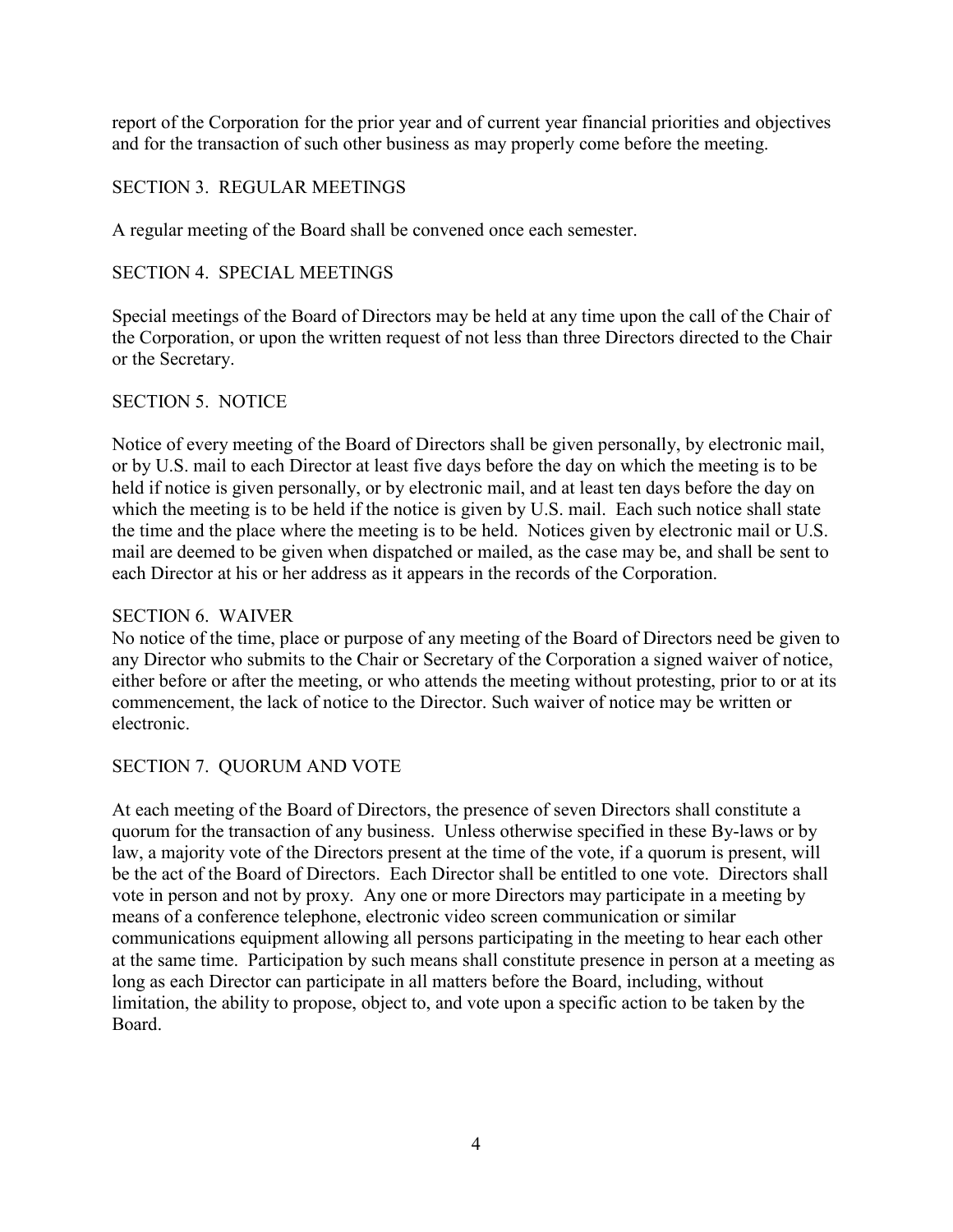report of the Corporation for the prior year and of current year financial priorities and objectives and for the transaction of such other business as may properly come before the meeting.

## SECTION 3. REGULAR MEETINGS

A regular meeting of the Board shall be convened once each semester.

## SECTION 4. SPECIAL MEETINGS

Special meetings of the Board of Directors may be held at any time upon the call of the Chair of the Corporation, or upon the written request of not less than three Directors directed to the Chair or the Secretary.

## SECTION 5. NOTICE

Notice of every meeting of the Board of Directors shall be given personally, by electronic mail, or by U.S. mail to each Director at least five days before the day on which the meeting is to be held if notice is given personally, or by electronic mail, and at least ten days before the day on which the meeting is to be held if the notice is given by U.S. mail. Each such notice shall state the time and the place where the meeting is to be held. Notices given by electronic mail or U.S. mail are deemed to be given when dispatched or mailed, as the case may be, and shall be sent to each Director at his or her address as it appears in the records of the Corporation.

## SECTION 6. WAIVER

No notice of the time, place or purpose of any meeting of the Board of Directors need be given to any Director who submits to the Chair or Secretary of the Corporation a signed waiver of notice, either before or after the meeting, or who attends the meeting without protesting, prior to or at its commencement, the lack of notice to the Director. Such waiver of notice may be written or electronic.

## SECTION 7. QUORUM AND VOTE

At each meeting of the Board of Directors, the presence of seven Directors shall constitute a quorum for the transaction of any business. Unless otherwise specified in these By-laws or by law, a majority vote of the Directors present at the time of the vote, if a quorum is present, will be the act of the Board of Directors. Each Director shall be entitled to one vote. Directors shall vote in person and not by proxy. Any one or more Directors may participate in a meeting by means of a conference telephone, electronic video screen communication or similar communications equipment allowing all persons participating in the meeting to hear each other at the same time. Participation by such means shall constitute presence in person at a meeting as long as each Director can participate in all matters before the Board, including, without limitation, the ability to propose, object to, and vote upon a specific action to be taken by the Board.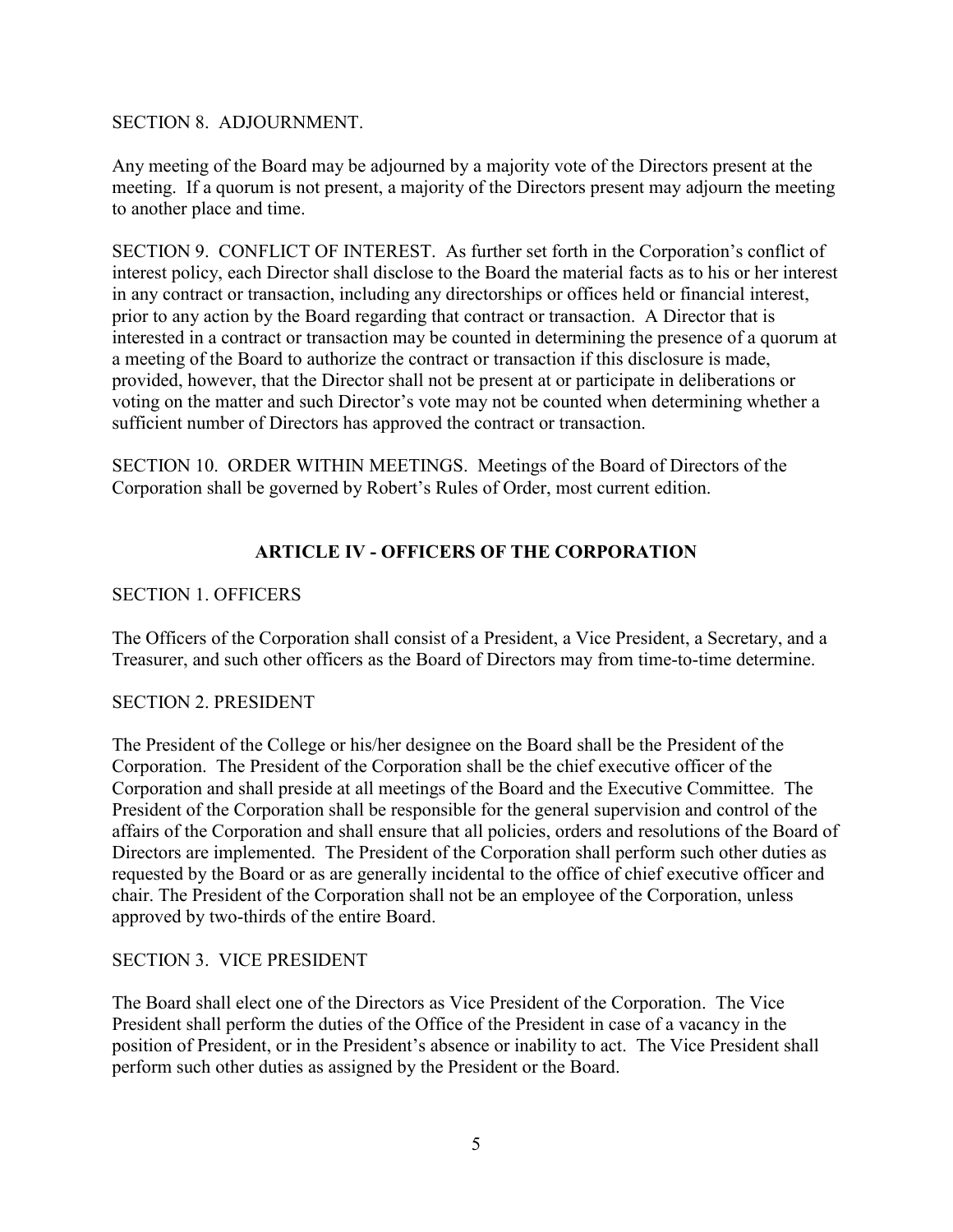SECTION 8. ADJOURNMENT.

Any meeting of the Board may be adjourned by a majority vote of the Directors present at the meeting. If a quorum is not present, a majority of the Directors present may adjourn the meeting to another place and time.

SECTION 9. CONFLICT OF INTEREST. As further set forth in the Corporation's conflict of interest policy, each Director shall disclose to the Board the material facts as to his or her interest in any contract or transaction, including any directorships or offices held or financial interest, prior to any action by the Board regarding that contract or transaction. A Director that is interested in a contract or transaction may be counted in determining the presence of a quorum at a meeting of the Board to authorize the contract or transaction if this disclosure is made, provided, however, that the Director shall not be present at or participate in deliberations or voting on the matter and such Director's vote may not be counted when determining whether a sufficient number of Directors has approved the contract or transaction.

SECTION 10. ORDER WITHIN MEETINGS. Meetings of the Board of Directors of the Corporation shall be governed by Robert's Rules of Order, most current edition.

## ARTICLE IV - OFFICERS OF THE CORPORATION

SECTION 1. OFFICERS

The Officers of the Corporation shall consist of a President, a Vice President, a Secretary, and a Treasurer, and such other officers as the Board of Directors may from time-to-time determine.

SECTION 2. PRESIDENT

The President of the College or his/her designee on the Board shall be the President of the Corporation. The President of the Corporation shall be the chief executive officer of the Corporation and shall preside at all meetings of the Board and the Executive Committee. The President of the Corporation shall be responsible for the general supervision and control of the affairs of the Corporation and shall ensure that all policies, orders and resolutions of the Board of Directors are implemented. The President of the Corporation shall perform such other duties as requested by the Board or as are generally incidental to the office of chief executive officer and chair. The President of the Corporation shall not be an employee of the Corporation, unless approved by two-thirds of the entire Board.

SECTION 3. VICE PRESIDENT

The Board shall elect one of the Directors as Vice President of the Corporation. The Vice President shall perform the duties of the Office of the President in case of a vacancy in the position of President, or in the President's absence or inability to act. The Vice President shall perform such other duties as assigned by the President or the Board.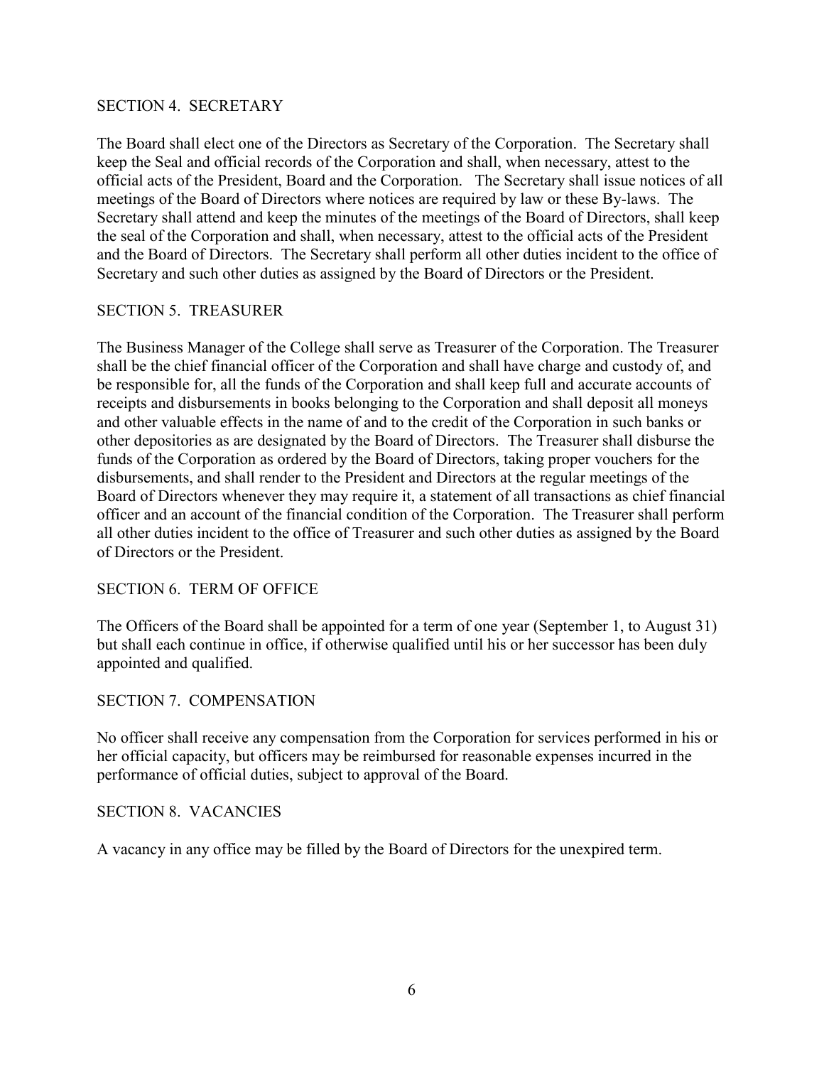## SECTION 4. SECRETARY

The Board shall elect one of the Directors as Secretary of the Corporation. The Secretary shall keep the Seal and official records of the Corporation and shall, when necessary, attest to the official acts of the President, Board and the Corporation. The Secretary shall issue notices of all meetings of the Board of Directors where notices are required by law or these By-laws. The Secretary shall attend and keep the minutes of the meetings of the Board of Directors, shall keep the seal of the Corporation and shall, when necessary, attest to the official acts of the President and the Board of Directors. The Secretary shall perform all other duties incident to the office of Secretary and such other duties as assigned by the Board of Directors or the President.

## SECTION 5. TREASURER

The Business Manager of the College shall serve as Treasurer of the Corporation. The Treasurer shall be the chief financial officer of the Corporation and shall have charge and custody of, and be responsible for, all the funds of the Corporation and shall keep full and accurate accounts of receipts and disbursements in books belonging to the Corporation and shall deposit all moneys and other valuable effects in the name of and to the credit of the Corporation in such banks or other depositories as are designated by the Board of Directors. The Treasurer shall disburse the funds of the Corporation as ordered by the Board of Directors, taking proper vouchers for the disbursements, and shall render to the President and Directors at the regular meetings of the Board of Directors whenever they may require it, a statement of all transactions as chief financial officer and an account of the financial condition of the Corporation. The Treasurer shall perform all other duties incident to the office of Treasurer and such other duties as assigned by the Board of Directors or the President.

## SECTION 6. TERM OF OFFICE

The Officers of the Board shall be appointed for a term of one year (September 1, to August 31) but shall each continue in office, if otherwise qualified until his or her successor has been duly appointed and qualified.

## SECTION 7. COMPENSATION

No officer shall receive any compensation from the Corporation for services performed in his or her official capacity, but officers may be reimbursed for reasonable expenses incurred in the performance of official duties, subject to approval of the Board.

## SECTION 8. VACANCIES

A vacancy in any office may be filled by the Board of Directors for the unexpired term.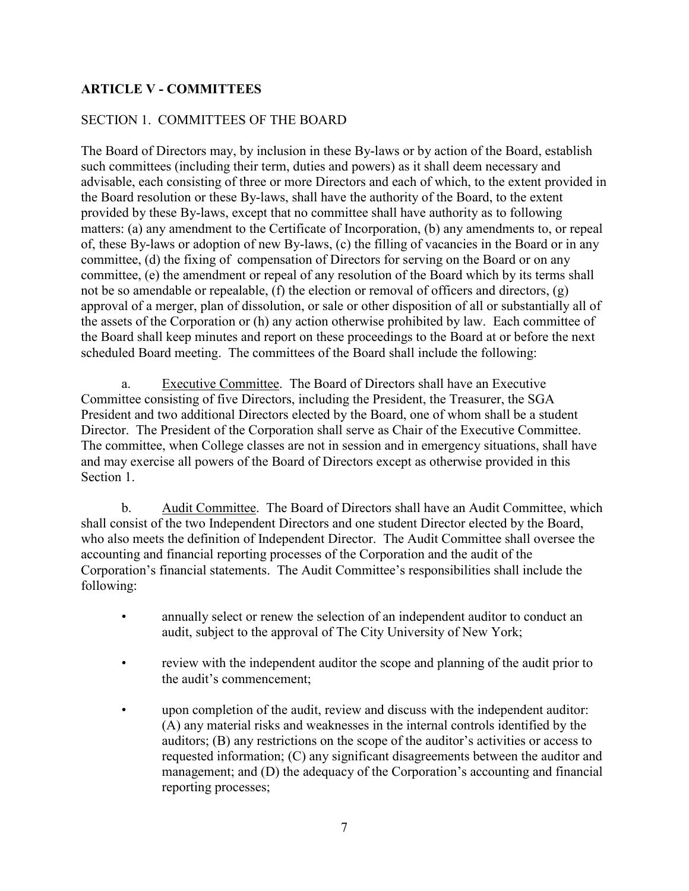## ARTICLE V - COMMITTEES

SECTION 1. COMMITTEES OF THE BOARD

The Board of Directors may, by inclusion in these By-laws or by action of the Board, establish such committees (including their term, duties and powers) as it shall deem necessary and advisable, each consisting of three or more Directors and each of which, to the extent provided in the Board resolution or these By-laws, shall have the authority of the Board, to the extent provided by these By-laws, except that no committee shall have authority as to following matters: (a) any amendment to the Certificate of Incorporation, (b) any amendments to, or repeal of, these By-laws or adoption of new By-laws, (c) the filling of vacancies in the Board or in any committee, (d) the fixing of compensation of Directors for serving on the Board or on any committee, (e) the amendment or repeal of any resolution of the Board which by its terms shall not be so amendable or repealable, (f) the election or removal of officers and directors, (g) approval of a merger, plan of dissolution, or sale or other disposition of all or substantially all of the assets of the Corporation or (h) any action otherwise prohibited by law. Each committee of the Board shall keep minutes and report on these proceedings to the Board at or before the next scheduled Board meeting. The committees of the Board shall include the following:

a. Executive Committee. The Board of Directors shall have an Executive Committee consisting of five Directors, including the President, the Treasurer, the SGA President and two additional Directors elected by the Board, one of whom shall be a student Director. The President of the Corporation shall serve as Chair of the Executive Committee. The committee, when College classes are not in session and in emergency situations, shall have and may exercise all powers of the Board of Directors except as otherwise provided in this Section 1.

b. Audit Committee. The Board of Directors shall have an Audit Committee, which shall consist of the two Independent Directors and one student Director elected by the Board, who also meets the definition of Independent Director. The Audit Committee shall oversee the accounting and financial reporting processes of the Corporation and the audit of the Corporation's financial statements. The Audit Committee's responsibilities shall include the following:

- annually select or renew the selection of an independent auditor to conduct an audit, subject to the approval of The City University of New York;
- review with the independent auditor the scope and planning of the audit prior to the audit's commencement;
- upon completion of the audit, review and discuss with the independent auditor: (A) any material risks and weaknesses in the internal controls identified by the auditors; (B) any restrictions on the scope of the auditor's activities or access to requested information; (C) any significant disagreements between the auditor and management; and (D) the adequacy of the Corporation's accounting and financial reporting processes;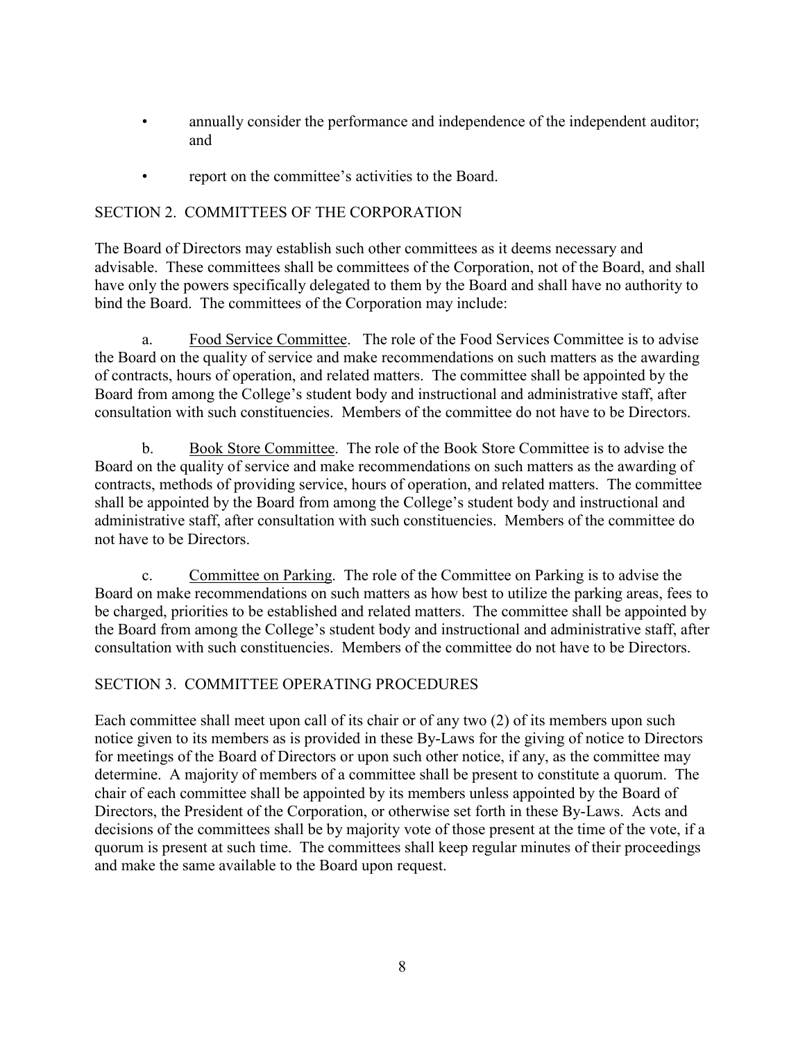- annually consider the performance and independence of the independent auditor; and
- report on the committee's activities to the Board.

## SECTION 2. COMMITTEES OF THE CORPORATION

The Board of Directors may establish such other committees as it deems necessary and advisable. These committees shall be committees of the Corporation, not of the Board, and shall have only the powers specifically delegated to them by the Board and shall have no authority to bind the Board. The committees of the Corporation may include:

a. <u>Food Service Committee</u>. The role of the Food Services Committee is to advise the Board on the quality of service and make recommendations on such matters as the awarding of contracts, hours of operation, and related matters. The committee shall be appointed by the Board from among the College's student body and instructional and administrative staff, after consultation with such constituencies. Members of the committee do not have to be Directors.

b. <u>Book Store Committee</u>. The role of the Book Store Committee is to advise the Board on the quality of service and make recommendations on such matters as the awarding of contracts, methods of providing service, hours of operation, and related matters. The committee shall be appointed by the Board from among the College's student body and instructional and administrative staff, after consultation with such constituencies. Members of the committee do not have to be Directors.

c. <u>Committee on Parking</u>. The role of the Committee on Parking is to advise the Board on make recommendations on such matters as how best to utilize the parking areas, fees to be charged, priorities to be established and related matters. The committee shall be appointed by the Board from among the College's student body and instructional and administrative staff, after consultation with such constituencies. Members of the committee do not have to be Directors.

## SECTION 3. COMMITTEE OPERATING PROCEDURES

Each committee shall meet upon call of its chair or of any two (2) of its members upon such notice given to its members as is provided in these By-Laws for the giving of notice to Directors for meetings of the Board of Directors or upon such other notice, if any, as the committee may determine. A majority of members of a committee shall be present to constitute a quorum. The chair of each committee shall be appointed by its members unless appointed by the Board of Directors, the President of the Corporation, or otherwise set forth in these By-Laws. Acts and decisions of the committees shall be by majority vote of those present at the time of the vote, if a quorum is present at such time. The committees shall keep regular minutes of their proceedings and make the same available to the Board upon request.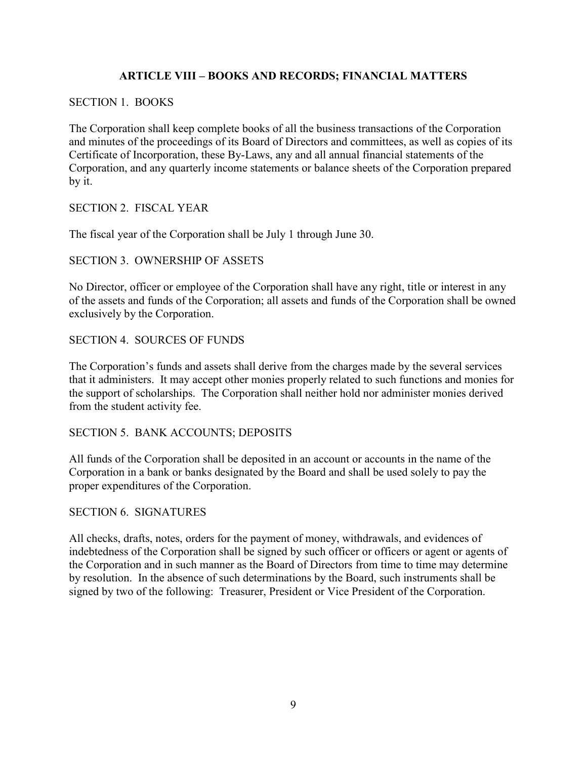## ARTICLE VIII – BOOKS AND RECORDS; FINANCIAL MATTERS

### SECTION 1. BOOKS

The Corporation shall keep complete books of all the business transactions of the Corporation and minutes of the proceedings of its Board of Directors and committees, as well as copies of its Certificate of Incorporation, these By-Laws, any and all annual financial statements of the Corporation, and any quarterly income statements or balance sheets of the Corporation prepared by it.

### SECTION 2. FISCAL YEAR

The fiscal year of the Corporation shall be July 1 through June 30.

### SECTION 3. OWNERSHIP OF ASSETS

No Director, officer or employee of the Corporation shall have any right, title or interest in any of the assets and funds of the Corporation; all assets and funds of the Corporation shall be owned exclusively by the Corporation.

### SECTION 4. SOURCES OF FUNDS

The Corporation's funds and assets shall derive from the charges made by the several services that it administers. It may accept other monies properly related to such functions and monies for the support of scholarships. The Corporation shall neither hold nor administer monies derived from the student activity fee.

### SECTION 5. BANK ACCOUNTS; DEPOSITS

All funds of the Corporation shall be deposited in an account or accounts in the name of the Corporation in a bank or banks designated by the Board and shall be used solely to pay the proper expenditures of the Corporation.

### SECTION 6. SIGNATURES

All checks, drafts, notes, orders for the payment of money, withdrawals, and evidences of indebtedness of the Corporation shall be signed by such officer or officers or agent or agents of the Corporation and in such manner as the Board of Directors from time to time may determine by resolution. In the absence of such determinations by the Board, such instruments shall be signed by two of the following: Treasurer, President or Vice President of the Corporation.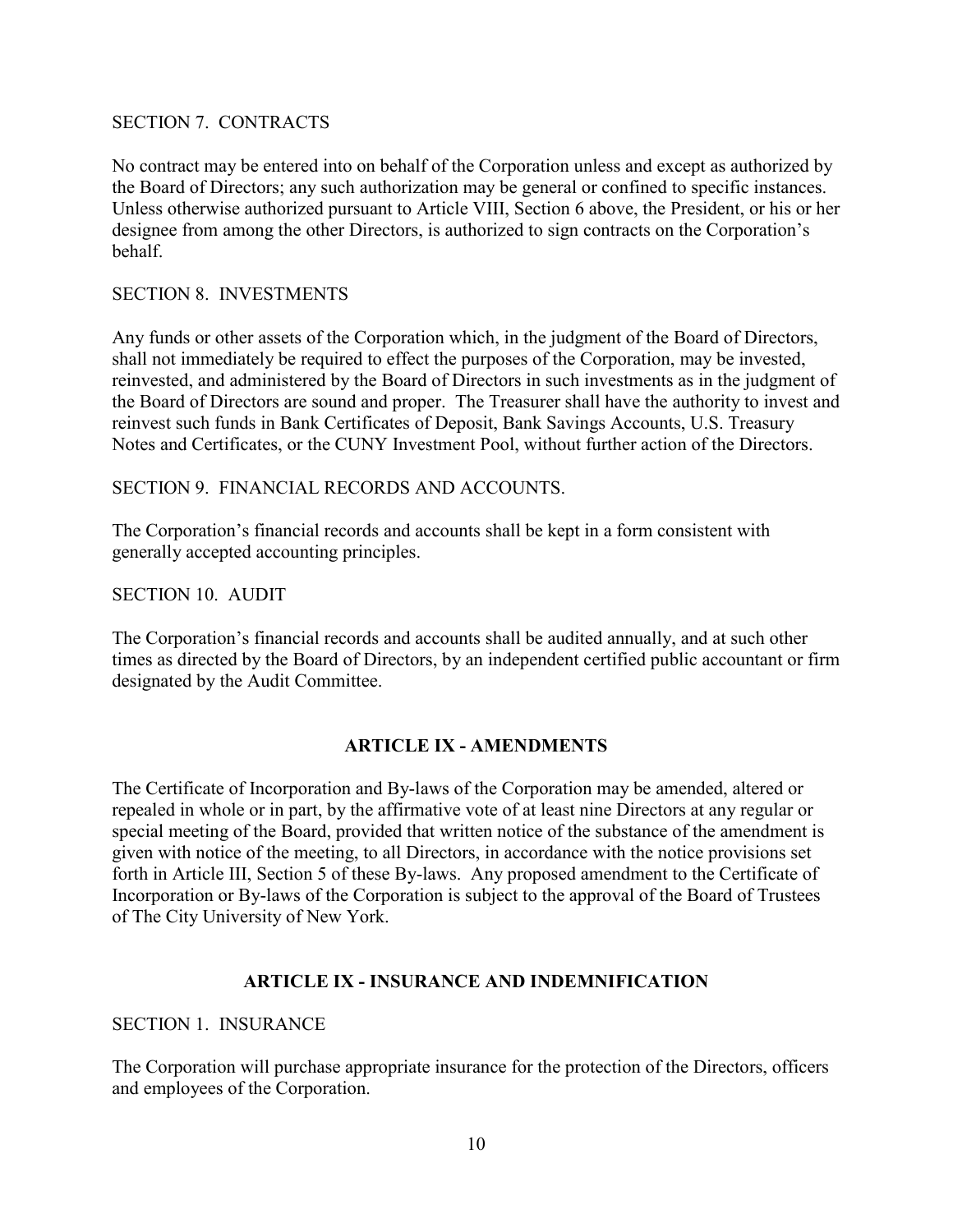SECTION 7. CONTRACTS

No contract may be entered into on behalf of the Corporation unless and except as authorized by the Board of Directors; any such authorization may be general or confined to specific instances. Unless otherwise authorized pursuant to Article VIII, Section 6 above, the President, or his or her designee from among the other Directors, is authorized to sign contracts on the Corporation's behalf.

SECTION 8. INVESTMENTS

Any funds or other assets of the Corporation which, in the judgment of the Board of Directors, shall not immediately be required to effect the purposes of the Corporation, may be invested, reinvested, and administered by the Board of Directors in such investments as in the judgment of the Board of Directors are sound and proper. The Treasurer shall have the authority to invest and reinvest such funds in Bank Certificates of Deposit, Bank Savings Accounts, U.S. Treasury Notes and Certificates, or the CUNY Investment Pool, without further action of the Directors.

SECTION 9. FINANCIAL RECORDS AND ACCOUNTS.

The Corporation's financial records and accounts shall be kept in a form consistent with generally accepted accounting principles.

SECTION 10. AUDIT

The Corporation's financial records and accounts shall be audited annually, and at such other times as directed by the Board of Directors, by an independent certified public accountant or firm designated by the Audit Committee.

## ARTICLE IX - AMENDMENTS

The Certificate of Incorporation and By-laws of the Corporation may be amended, altered or repealed in whole or in part, by the affirmative vote of at least nine Directors at any regular or special meeting of the Board, provided that written notice of the substance of the amendment is given with notice of the meeting, to all Directors, in accordance with the notice provisions set forth in Article III, Section 5 of these By-laws. Any proposed amendment to the Certificate of Incorporation or By-laws of the Corporation is subject to the approval of the Board of Trustees of The City University of New York.

## ARTICLE IX - INSURANCE AND INDEMNIFICATION

SECTION 1. INSURANCE

The Corporation will purchase appropriate insurance for the protection of the Directors, officers and employees of the Corporation.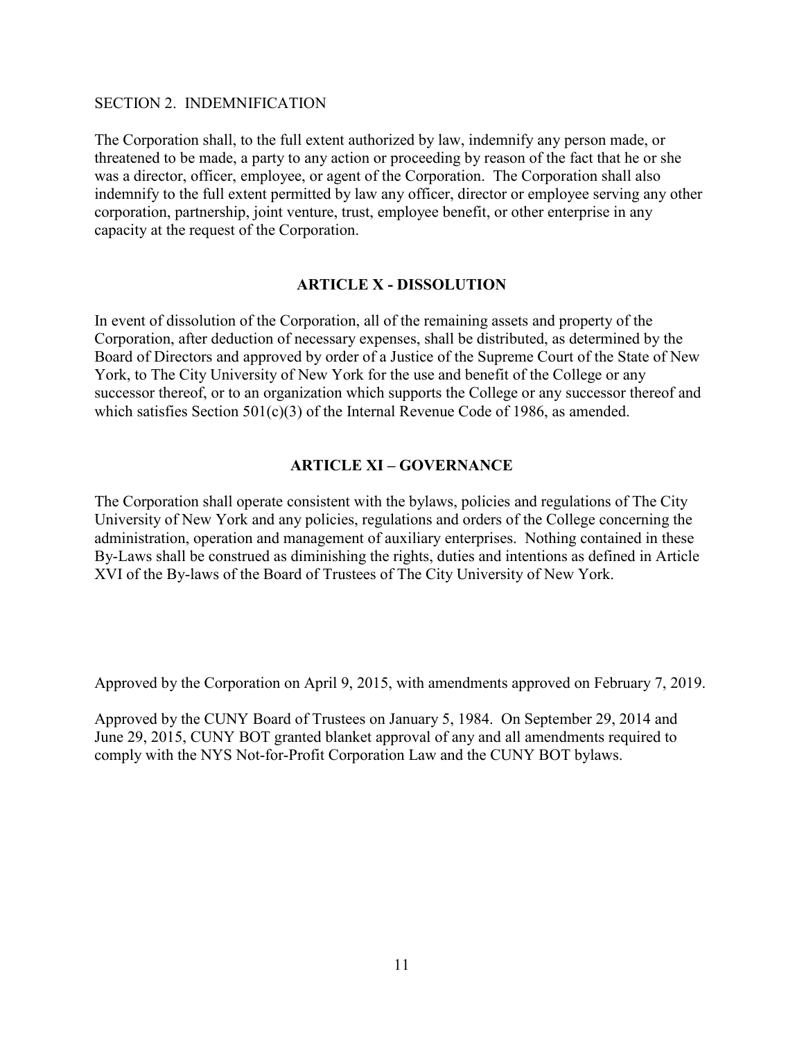SECTION 2. INDEMNIFICATION

The Corporation shall, to the full extent authorized by law, indemnify any person made, or threatened to be made, a party to any action or proceeding by reason of the fact that he or she was a director, officer, employee, or agent of the Corporation. The Corporation shall also indemnify to the full extent permitted by law any officer, director or employee serving any other corporation, partnership, joint venture, trust, employee benefit, or other enterprise in any capacity at the request of the Corporation.

## ARTICLE X - DISSOLUTION

In event of dissolution of the Corporation, all of the remaining assets and property of the Corporation, after deduction of necessary expenses, shall be distributed, as determined by the Board of Directors and approved by order of a Justice of the Supreme Court of the State of New York, to The City University of New York for the use and benefit of the College or any successor thereof, or to an organization which supports the College or any successor thereof and which satisfies Section 501(c)(3) of the Internal Revenue Code of 1986, as amended.

## ARTICLE XI – GOVERNANCE

The Corporation shall operate consistent with the bylaws, policies and regulations of The City University of New York and any policies, regulations and orders of the College concerning the administration, operation and management of auxiliary enterprises. Nothing contained in these By-Laws shall be construed as diminishing the rights, duties and intentions as defined in Article XVI of the By-laws of the Board of Trustees of The City University of New York.

Approved by the Corporation on April 9, 2015, with amendments approved on February 7, 2019.

Approved by the CUNY Board of Trustees on January 5, 1984. On September 29, 2014 and June 29, 2015, CUNY BOT granted blanket approval of any and all amendments required to comply with the NYS Not-for-Profit Corporation Law and the CUNY BOT bylaws.